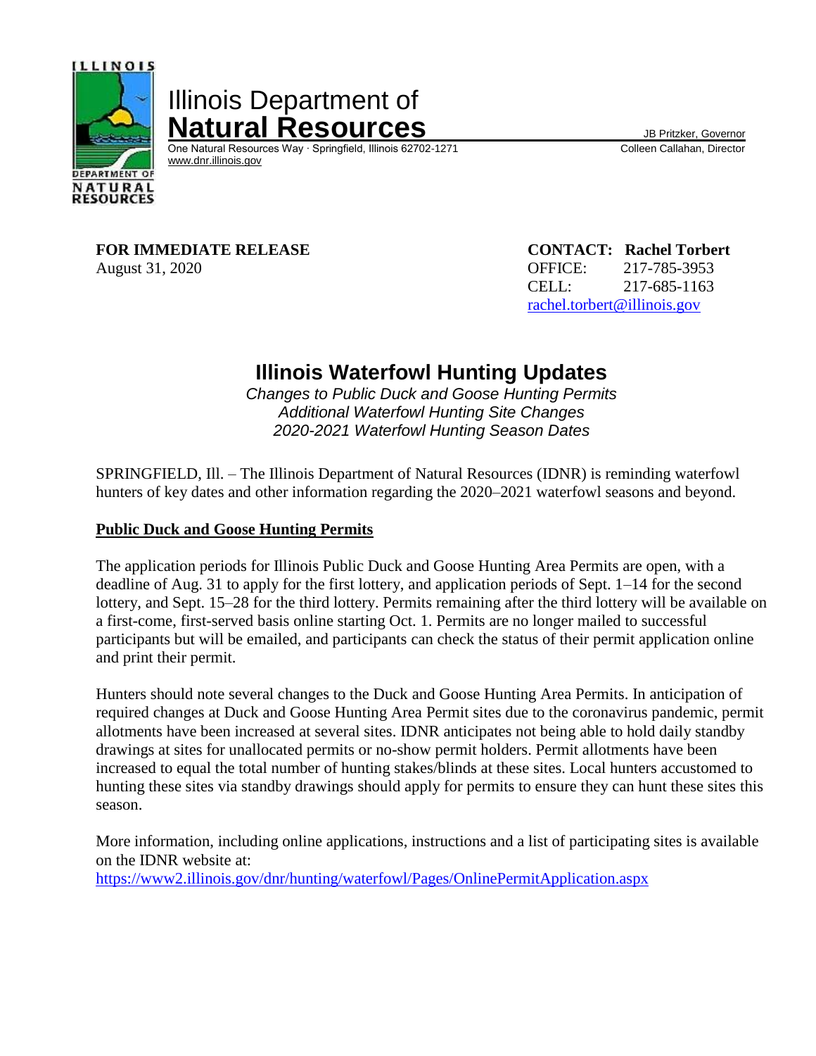Illinois Department of
**Natural Resources**

One Natural Resources Way · Springfield, Illinois 62702-1271
www.dnr.illinois.gov

JB Pritzker, Governor
Colleen Callahan, Director

**FOR IMMEDIATE RELEASE**
August 31, 2020

**CONTACT: Rachel Torbert**
OFFICE: 217-785-3953
CELL: 217-685-1163
rachel.torbert@illinois.gov

# Illinois Waterfowl Hunting Updates

*Changes to Public Duck and Goose Hunting Permits*
*Additional Waterfowl Hunting Site Changes*
*2020-2021 Waterfowl Hunting Season Dates*

SPRINGFIELD, Ill. – The Illinois Department of Natural Resources (IDNR) is reminding waterfowl hunters of key dates and other information regarding the 2020–2021 waterfowl seasons and beyond.

## Public Duck and Goose Hunting Permits

The application periods for Illinois Public Duck and Goose Hunting Area Permits are open, with a deadline of Aug. 31 to apply for the first lottery, and application periods of Sept. 1–14 for the second lottery, and Sept. 15–28 for the third lottery. Permits remaining after the third lottery will be available on a first-come, first-served basis online starting Oct. 1. Permits are no longer mailed to successful participants but will be emailed, and participants can check the status of their permit application online and print their permit.

Hunters should note several changes to the Duck and Goose Hunting Area Permits. In anticipation of required changes at Duck and Goose Hunting Area Permit sites due to the coronavirus pandemic, permit allotments have been increased at several sites. IDNR anticipates not being able to hold daily standby drawings at sites for unallocated permits or no-show permit holders. Permit allotments have been increased to equal the total number of hunting stakes/blinds at these sites. Local hunters accustomed to hunting these sites via standby drawings should apply for permits to ensure they can hunt these sites this season.

More information, including online applications, instructions and a list of participating sites is available on the IDNR website at:
https://www2.illinois.gov/dnr/hunting/waterfowl/Pages/OnlinePermitApplication.aspx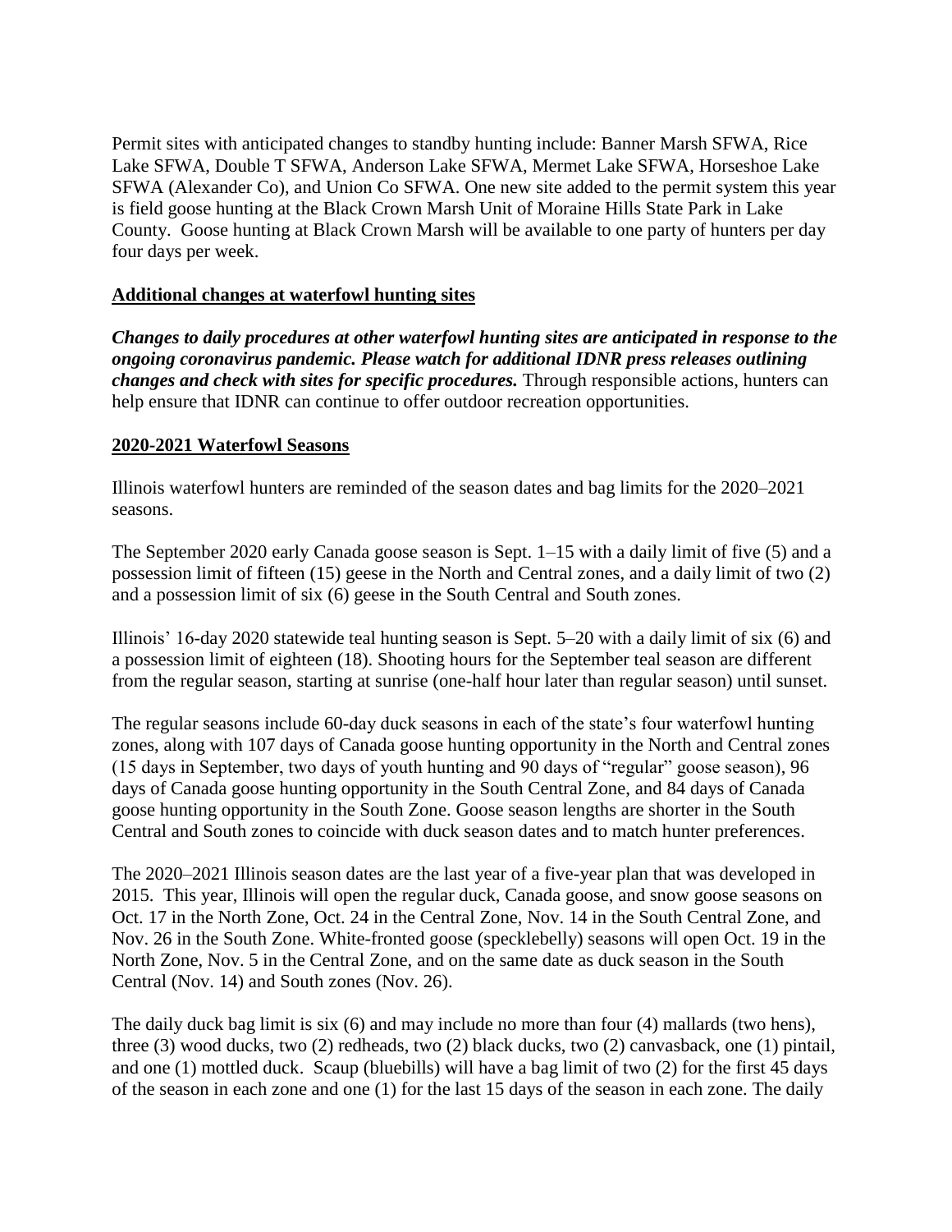Permit sites with anticipated changes to standby hunting include: Banner Marsh SFWA, Rice Lake SFWA, Double T SFWA, Anderson Lake SFWA, Mermet Lake SFWA, Horseshoe Lake SFWA (Alexander Co), and Union Co SFWA. One new site added to the permit system this year is field goose hunting at the Black Crown Marsh Unit of Moraine Hills State Park in Lake County. Goose hunting at Black Crown Marsh will be available to one party of hunters per day four days per week.

**Additional changes at waterfowl hunting sites**

***Changes to daily procedures at other waterfowl hunting sites are anticipated in response to the ongoing coronavirus pandemic. Please watch for additional IDNR press releases outlining changes and check with sites for specific procedures.*** Through responsible actions, hunters can help ensure that IDNR can continue to offer outdoor recreation opportunities.

**2020-2021 Waterfowl Seasons**

Illinois waterfowl hunters are reminded of the season dates and bag limits for the 2020–2021 seasons.

The September 2020 early Canada goose season is Sept. 1–15 with a daily limit of five (5) and a possession limit of fifteen (15) geese in the North and Central zones, and a daily limit of two (2) and a possession limit of six (6) geese in the South Central and South zones.

Illinois' 16-day 2020 statewide teal hunting season is Sept. 5–20 with a daily limit of six (6) and a possession limit of eighteen (18). Shooting hours for the September teal season are different from the regular season, starting at sunrise (one-half hour later than regular season) until sunset.

The regular seasons include 60-day duck seasons in each of the state's four waterfowl hunting zones, along with 107 days of Canada goose hunting opportunity in the North and Central zones (15 days in September, two days of youth hunting and 90 days of "regular" goose season), 96 days of Canada goose hunting opportunity in the South Central Zone, and 84 days of Canada goose hunting opportunity in the South Zone. Goose season lengths are shorter in the South Central and South zones to coincide with duck season dates and to match hunter preferences.

The 2020–2021 Illinois season dates are the last year of a five-year plan that was developed in 2015. This year, Illinois will open the regular duck, Canada goose, and snow goose seasons on Oct. 17 in the North Zone, Oct. 24 in the Central Zone, Nov. 14 in the South Central Zone, and Nov. 26 in the South Zone. White-fronted goose (specklebelly) seasons will open Oct. 19 in the North Zone, Nov. 5 in the Central Zone, and on the same date as duck season in the South Central (Nov. 14) and South zones (Nov. 26).

The daily duck bag limit is six (6) and may include no more than four (4) mallards (two hens), three (3) wood ducks, two (2) redheads, two (2) black ducks, two (2) canvasback, one (1) pintail, and one (1) mottled duck. Scaup (bluebills) will have a bag limit of two (2) for the first 45 days of the season in each zone and one (1) for the last 15 days of the season in each zone. The daily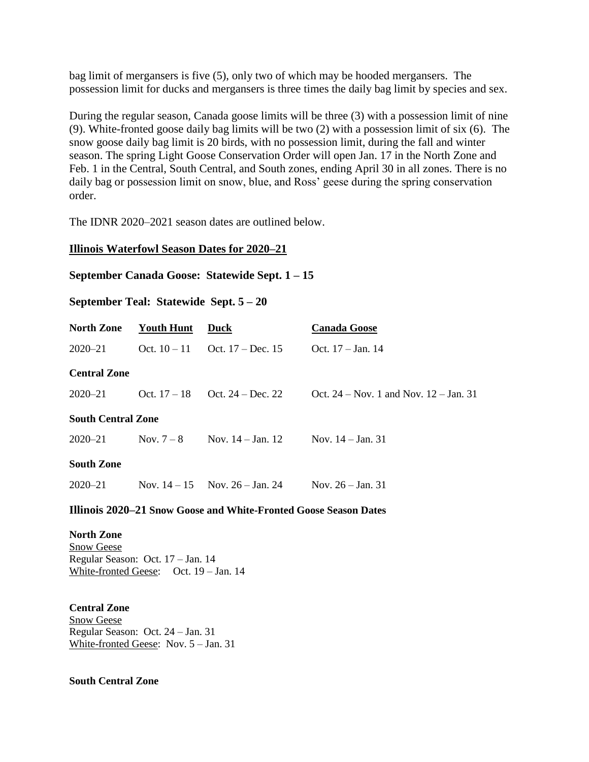bag limit of mergansers is five (5), only two of which may be hooded mergansers. The possession limit for ducks and mergansers is three times the daily bag limit by species and sex.

During the regular season, Canada goose limits will be three (3) with a possession limit of nine (9). White-fronted goose daily bag limits will be two (2) with a possession limit of six (6). The snow goose daily bag limit is 20 birds, with no possession limit, during the fall and winter season. The spring Light Goose Conservation Order will open Jan. 17 in the North Zone and Feb. 1 in the Central, South Central, and South zones, ending April 30 in all zones. There is no daily bag or possession limit on snow, blue, and Ross' geese during the spring conservation order.

The IDNR 2020–2021 season dates are outlined below.

## Illinois Waterfowl Season Dates for 2020–21

**September Canada Goose: Statewide Sept. 1 – 15**

**September Teal: Statewide Sept. 5 – 20**

| **North Zone** | **Youth Hunt** | **Duck** | **Canada Goose** |
|---|---|---|---|
| 2020–21 | Oct. 10 – 11 | Oct. 17 – Dec. 15 | Oct. 17 – Jan. 14 |
| **Central Zone** | | | |
| 2020–21 | Oct. 17 – 18 | Oct. 24 – Dec. 22 | Oct. 24 – Nov. 1 and Nov. 12 – Jan. 31 |
| **South Central Zone** | | | |
| 2020–21 | Nov. 7 – 8 | Nov. 14 – Jan. 12 | Nov. 14 – Jan. 31 |
| **South Zone** | | | |
| 2020–21 | Nov. 14 – 15 | Nov. 26 – Jan. 24 | Nov. 26 – Jan. 31 |

### Illinois 2020–21 Snow Goose and White-Fronted Goose Season Dates

**North Zone**
Snow Geese
Regular Season: Oct. 17 – Jan. 14
White-fronted Geese: Oct. 19 – Jan. 14

**Central Zone**
Snow Geese
Regular Season: Oct. 24 – Jan. 31
White-fronted Geese: Nov. 5 – Jan. 31

**South Central Zone**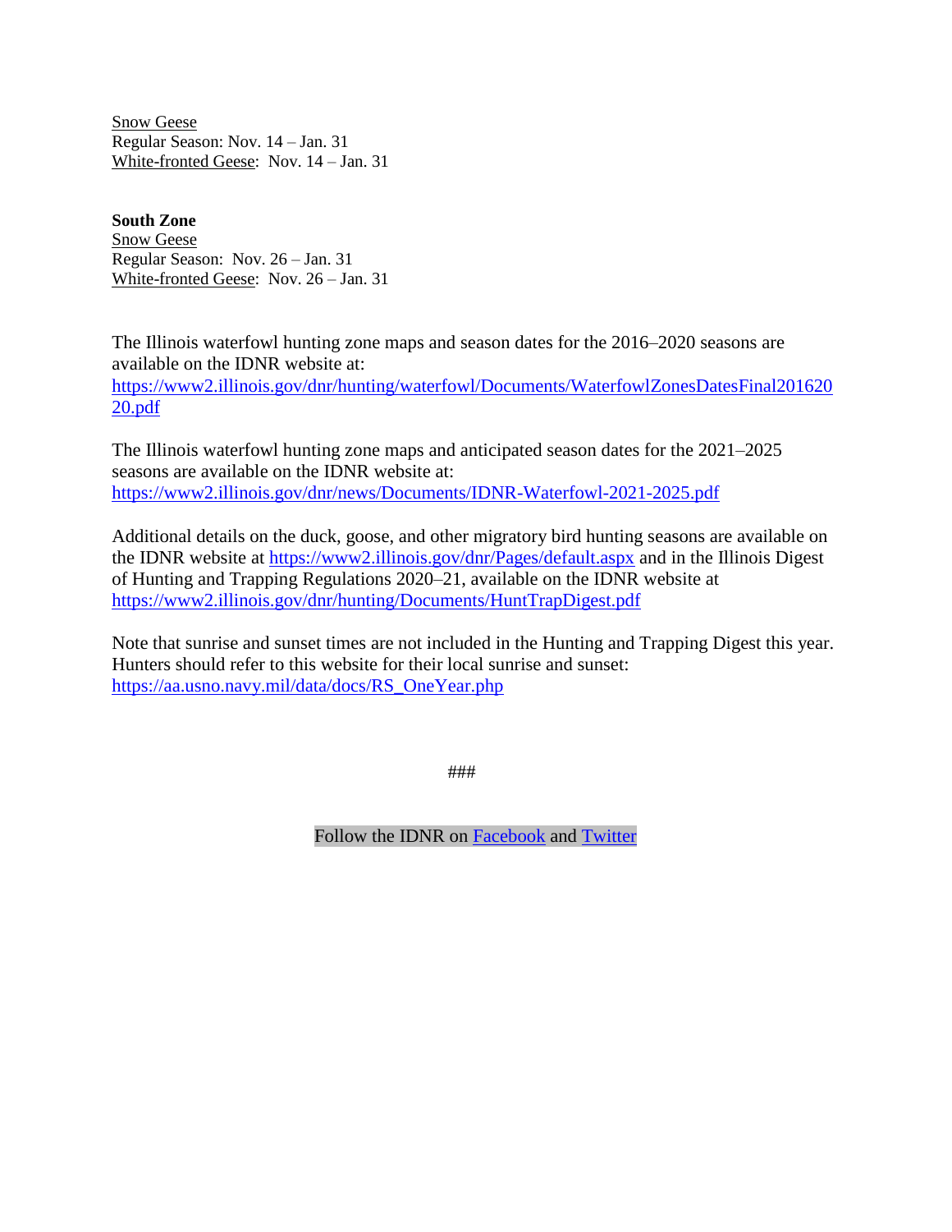Snow Geese
Regular Season: Nov. 14 – Jan. 31
White-fronted Geese: Nov. 14 – Jan. 31

**South Zone**
Snow Geese
Regular Season: Nov. 26 – Jan. 31
White-fronted Geese: Nov. 26 – Jan. 31

The Illinois waterfowl hunting zone maps and season dates for the 2016–2020 seasons are available on the IDNR website at: https://www2.illinois.gov/dnr/hunting/waterfowl/Documents/WaterfowlZonesDatesFinal20162020.pdf

The Illinois waterfowl hunting zone maps and anticipated season dates for the 2021–2025 seasons are available on the IDNR website at: https://www2.illinois.gov/dnr/news/Documents/IDNR-Waterfowl-2021-2025.pdf

Additional details on the duck, goose, and other migratory bird hunting seasons are available on the IDNR website at https://www2.illinois.gov/dnr/Pages/default.aspx and in the Illinois Digest of Hunting and Trapping Regulations 2020–21, available on the IDNR website at https://www2.illinois.gov/dnr/hunting/Documents/HuntTrapDigest.pdf

Note that sunrise and sunset times are not included in the Hunting and Trapping Digest this year. Hunters should refer to this website for their local sunrise and sunset: https://aa.usno.navy.mil/data/docs/RS_OneYear.php

###

Follow the IDNR on Facebook and Twitter